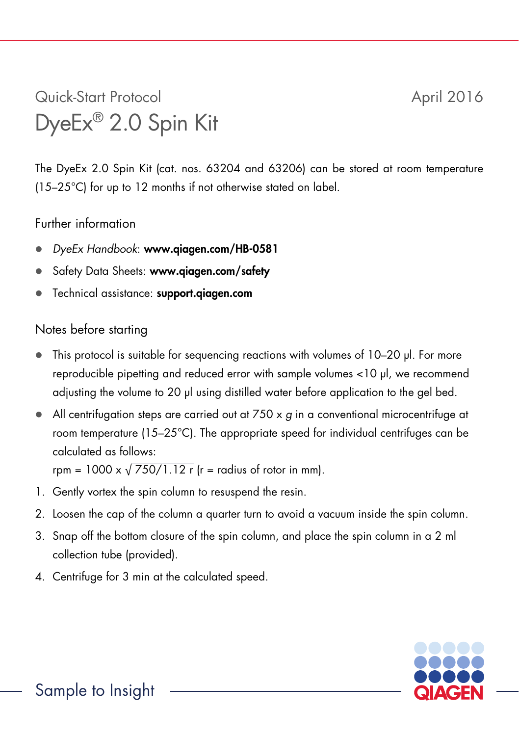Quick-Start Protocol

April 2016

# DyeEx® 2.0 Spin Kit

The DyeEx 2.0 Spin Kit (cat. nos. 63204 and 63206) can be stored at room temperature (15–25°C) for up to 12 months if not otherwise stated on label.

## Further information

- *DyeEx Handbook*: **www.qiagen.com/HB-0581**
- Safety Data Sheets: **www.qiagen.com/safety**
- Technical assistance: **support.qiagen.com**

## Notes before starting

- This protocol is suitable for sequencing reactions with volumes of 10–20 µl. For more reproducible pipetting and reduced error with sample volumes <10 µl, we recommend adjusting the volume to 20 µl using distilled water before application to the gel bed.
- All centrifugation steps are carried out at 750 x *g* in a conventional microcentrifuge at room temperature (15–25°C). The appropriate speed for individual centrifuges can be calculated as follows:
  $\text{rpm} = 1000 \times \sqrt{750/1.12\ r}$ (r = radius of rotor in mm).

1. Gently vortex the spin column to resuspend the resin.
2. Loosen the cap of the column a quarter turn to avoid a vacuum inside the spin column.
3. Snap off the bottom closure of the spin column, and place the spin column in a 2 ml collection tube (provided).
4. Centrifuge for 3 min at the calculated speed.

Sample to Insight

QIAGEN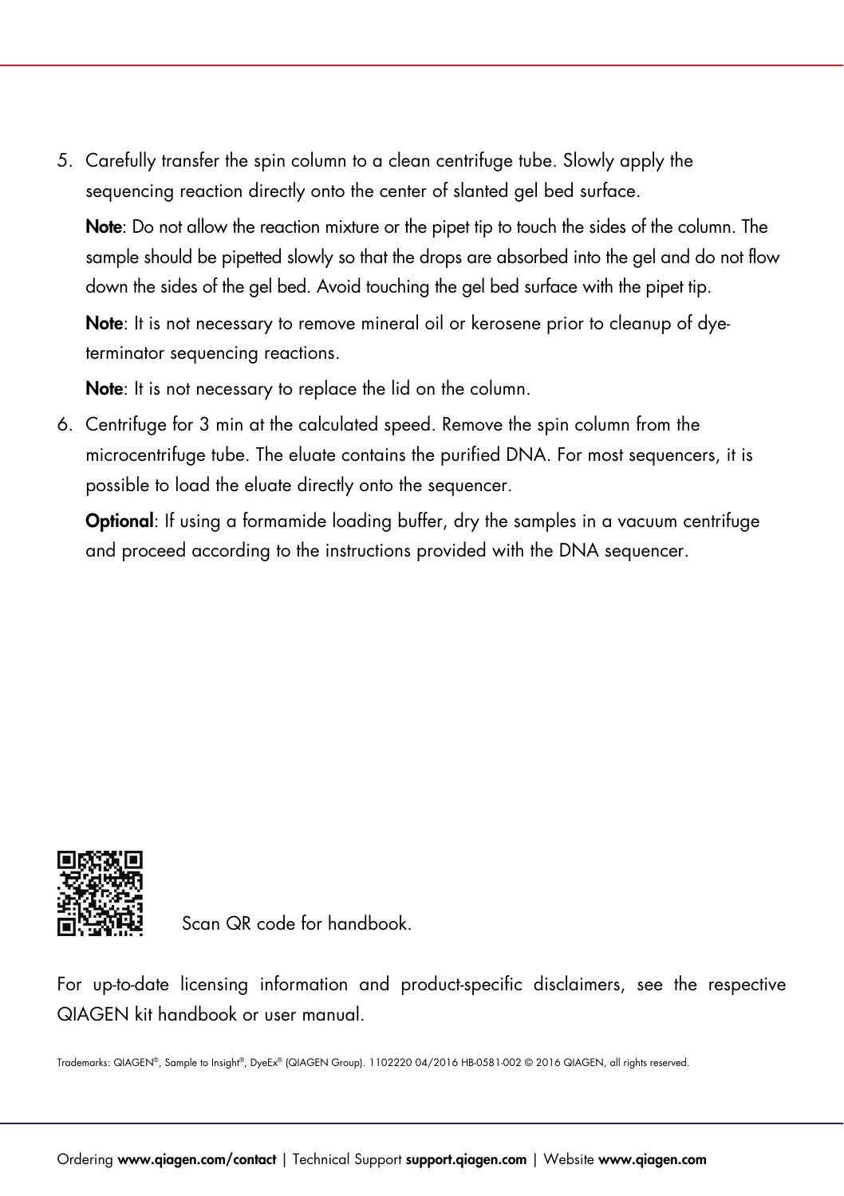5. Carefully transfer the spin column to a clean centrifuge tube. Slowly apply the sequencing reaction directly onto the center of slanted gel bed surface.

   **Note**: Do not allow the reaction mixture or the pipet tip to touch the sides of the column. The sample should be pipetted slowly so that the drops are absorbed into the gel and do not flow down the sides of the gel bed. Avoid touching the gel bed surface with the pipet tip.

   **Note**: It is not necessary to remove mineral oil or kerosene prior to cleanup of dye-terminator sequencing reactions.

   **Note**: It is not necessary to replace the lid on the column.

6. Centrifuge for 3 min at the calculated speed. Remove the spin column from the microcentrifuge tube. The eluate contains the purified DNA. For most sequencers, it is possible to load the eluate directly onto the sequencer.

   **Optional**: If using a formamide loading buffer, dry the samples in a vacuum centrifuge and proceed according to the instructions provided with the DNA sequencer.

Scan QR code for handbook.

For up-to-date licensing information and product-specific disclaimers, see the respective QIAGEN kit handbook or user manual.

Trademarks: QIAGEN®, Sample to Insight®, DyeEx® (QIAGEN Group). 1102220 04/2016 HB-0581-002 © 2016 QIAGEN, all rights reserved.

Ordering **www.qiagen.com/contact** | Technical Support **support.qiagen.com** | Website **www.qiagen.com**